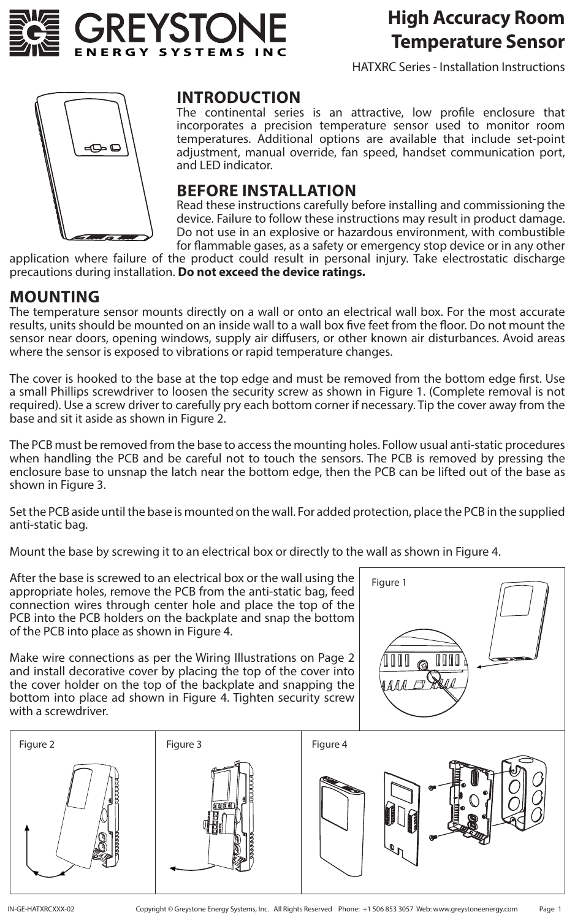# High Accuracy Room Temperature Sensor

HATXRC Series - Installation Instructions

## INTRODUCTION

The continental series is an attractive, low profile enclosure that incorporates a precision temperature sensor used to monitor room temperatures. Additional options are available that include set-point adjustment, manual override, fan speed, handset communication port, and LED indicator.

## BEFORE INSTALLATION

Read these instructions carefully before installing and commissioning the device. Failure to follow these instructions may result in product damage. Do not use in an explosive or hazardous environment, with combustible for flammable gases, as a safety or emergency stop device or in any other application where failure of the product could result in personal injury. Take electrostatic discharge precautions during installation. **Do not exceed the device ratings.**

## MOUNTING

The temperature sensor mounts directly on a wall or onto an electrical wall box. For the most accurate results, units should be mounted on an inside wall to a wall box five feet from the floor. Do not mount the sensor near doors, opening windows, supply air diffusers, or other known air disturbances. Avoid areas where the sensor is exposed to vibrations or rapid temperature changes.

The cover is hooked to the base at the top edge and must be removed from the bottom edge first. Use a small Phillips screwdriver to loosen the security screw as shown in Figure 1. (Complete removal is not required). Use a screw driver to carefully pry each bottom corner if necessary. Tip the cover away from the base and sit it aside as shown in Figure 2.

The PCB must be removed from the base to access the mounting holes. Follow usual anti-static procedures when handling the PCB and be careful not to touch the sensors. The PCB is removed by pressing the enclosure base to unsnap the latch near the bottom edge, then the PCB can be lifted out of the base as shown in Figure 3.

Set the PCB aside until the base is mounted on the wall. For added protection, place the PCB in the supplied anti-static bag.

Mount the base by screwing it to an electrical box or directly to the wall as shown in Figure 4.

After the base is screwed to an electrical box or the wall using the appropriate holes, remove the PCB from the anti-static bag, feed connection wires through center hole and place the top of the PCB into the PCB holders on the backplate and snap the bottom of the PCB into place as shown in Figure 4.

Make wire connections as per the Wiring Illustrations on Page 2 and install decorative cover by placing the top of the cover into the cover holder on the top of the backplate and snapping the bottom into place ad shown in Figure 4. Tighten security screw with a screwdriver.

Figure 1

Figure 2

Figure 3

Figure 4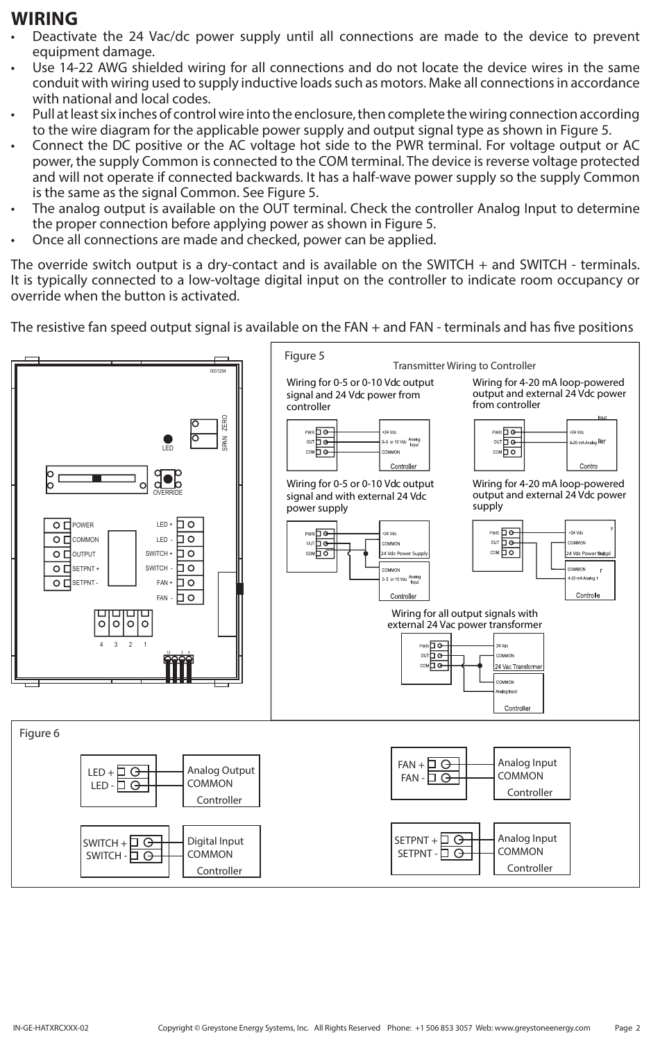# WIRING

- Deactivate the 24 Vac/dc power supply until all connections are made to the device to prevent equipment damage.
- Use 14-22 AWG shielded wiring for all connections and do not locate the device wires in the same conduit with wiring used to supply inductive loads such as motors. Make all connections in accordance with national and local codes.
- Pull at least six inches of control wire into the enclosure, then complete the wiring connection according to the wire diagram for the applicable power supply and output signal type as shown in Figure 5.
- Connect the DC positive or the AC voltage hot side to the PWR terminal. For voltage output or AC power, the supply Common is connected to the COM terminal. The device is reverse voltage protected and will not operate if connected backwards. It has a half-wave power supply so the supply Common is the same as the signal Common. See Figure 5.
- The analog output is available on the OUT terminal. Check the controller Analog Input to determine the proper connection before applying power as shown in Figure 5.
- Once all connections are made and checked, power can be applied.

The override switch output is a dry-contact and is available on the SWITCH + and SWITCH - terminals. It is typically connected to a low-voltage digital input on the controller to indicate room occupancy or override when the button is activated.

The resistive fan speed output signal is available on the FAN + and FAN - terminals and has five positions

Figure 5

Transmitter Wiring to Controller

Wiring for 0-5 or 0-10 Vdc output signal and 24 Vdc power from controller

Wiring for 4-20 mA loop-powered output and external 24 Vdc power from controller

Wiring for 0-5 or 0-10 Vdc output signal and with external 24 Vdc power supply

Wiring for 4-20 mA loop-powered output and external 24 Vdc power supply

Wiring for all output signals with external 24 Vac power transformer

Figure 6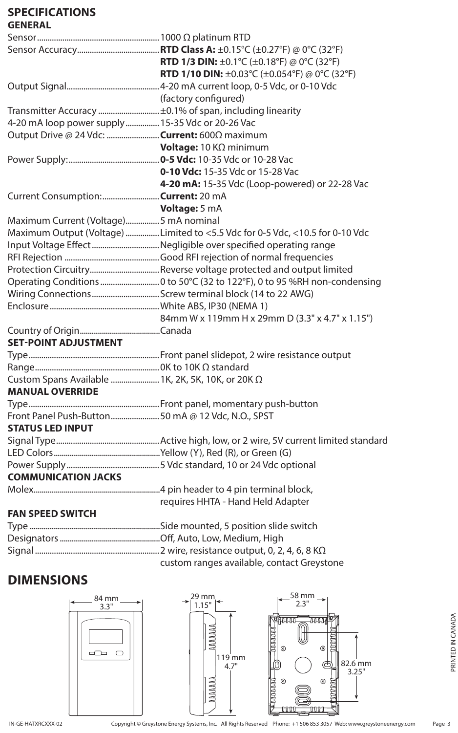## SPECIFICATIONS

### GENERAL

| | |
|---|---|
| Sensor | 1000 Ω platinum RTD |
| Sensor Accuracy | **RTD Class A:** ±0.15°C (±0.27°F) @ 0°C (32°F)<br>**RTD 1/3 DIN:** ±0.1°C (±0.18°F) @ 0°C (32°F)<br>**RTD 1/10 DIN:** ±0.03°C (±0.054°F) @ 0°C (32°F) |
| Output Signal | 4-20 mA current loop, 0-5 Vdc, or 0-10 Vdc (factory configured) |
| Transmitter Accuracy | ±0.1% of span, including linearity |
| 4-20 mA loop power supply | 15-35 Vdc or 20-26 Vac |
| Output Drive @ 24 Vdc: | **Current:** 600Ω maximum<br>**Voltage:** 10 KΩ minimum |
| Power Supply: | **0-5 Vdc:** 10-35 Vdc or 10-28 Vac<br>**0-10 Vdc:** 15-35 Vdc or 15-28 Vac<br>**4-20 mA:** 15-35 Vdc (Loop-powered) or 22-28 Vac |
| Current Consumption: | **Current:** 20 mA<br>**Voltage:** 5 mA |
| Maximum Current (Voltage) | 5 mA nominal |
| Maximum Output (Voltage) | Limited to <5.5 Vdc for 0-5 Vdc, <10.5 for 0-10 Vdc |
| Input Voltage Effect | Negligible over specified operating range |
| RFI Rejection | Good RFI rejection of normal frequencies |
| Protection Circuitry | Reverse voltage protected and output limited |
| Operating Conditions | 0 to 50°C (32 to 122°F), 0 to 95 %RH non-condensing |
| Wiring Connections | Screw terminal block (14 to 22 AWG) |
| Enclosure | White ABS, IP30 (NEMA 1)<br>84mm W x 119mm H x 29mm D (3.3" x 4.7" x 1.15") |
| Country of Origin | Canada |

### SET-POINT ADJUSTMENT

| | |
|---|---|
| Type | Front panel slidepot, 2 wire resistance output |
| Range | 0K to 10K Ω standard |
| Custom Spans Available | 1K, 2K, 5K, 10K, or 20K Ω |

### MANUAL OVERRIDE

| | |
|---|---|
| Type | Front panel, momentary push-button |
| Front Panel Push-Button | 50 mA @ 12 Vdc, N.O., SPST |

### STATUS LED INPUT

| | |
|---|---|
| Signal Type | Active high, low, or 2 wire, 5V current limited standard |
| LED Colors | Yellow (Y), Red (R), or Green (G) |
| Power Supply | 5 Vdc standard, 10 or 24 Vdc optional |

### COMMUNICATION JACKS

| | |
|---|---|
| Molex | 4 pin header to 4 pin terminal block, requires HHTA - Hand Held Adapter |

### FAN SPEED SWITCH

| | |
|---|---|
| Type | Side mounted, 5 position slide switch |
| Designators | Off, Auto, Low, Medium, High |
| Signal | 2 wire, resistance output, 0, 2, 4, 6, 8 KΩ<br>custom ranges available, contact Greystone |

## DIMENSIONS

84 mm
3.3"

29 mm
1.15"

119 mm
4.7"

58 mm
2.3"

82.6 mm
3.25"

PRINTED IN CANADA

IN-GE-HATXRCXXX-02 Copyright © Greystone Energy Systems, Inc. All Rights Reserved Phone: +1 506 853 3057 Web: www.greystoneenergy.com